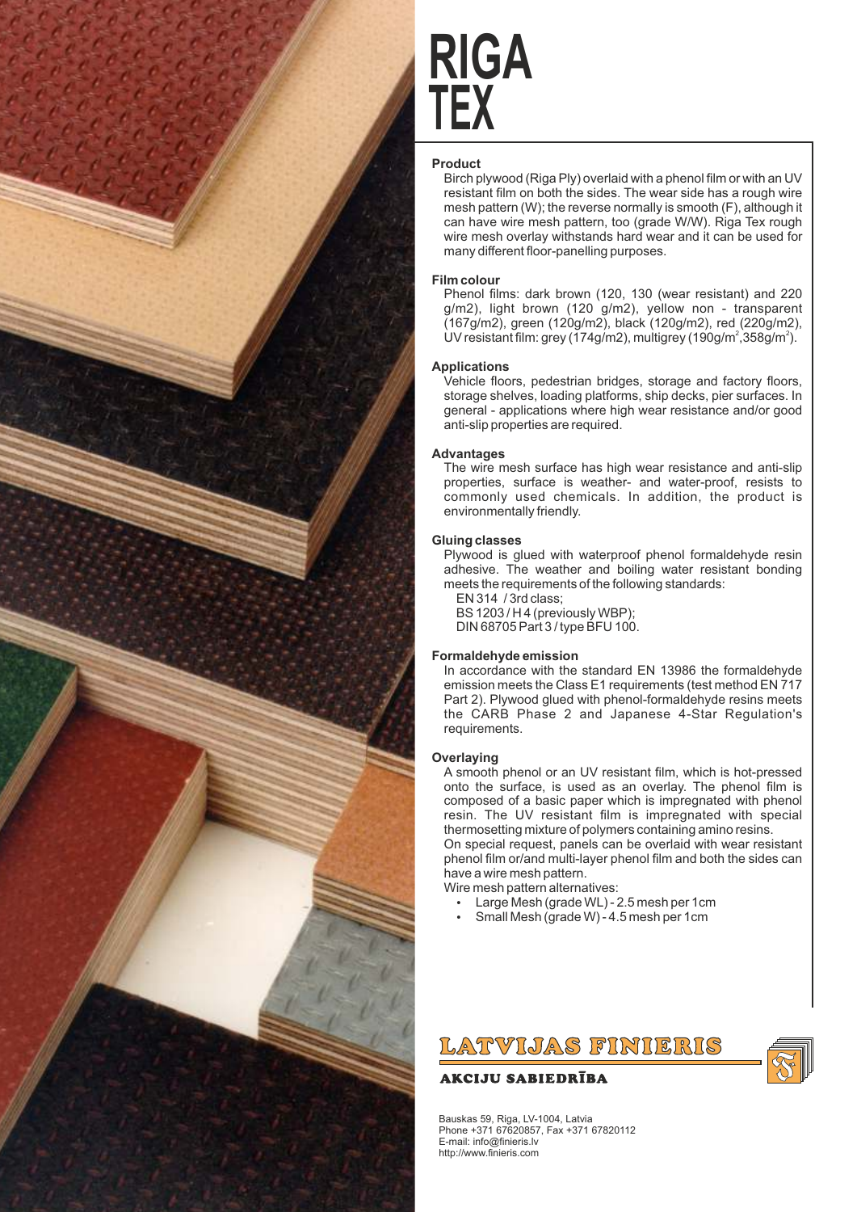# RIGA TEX

## Product

Birch plywood (Riga Ply) overlaid with a phenol film or with an UV resistant film on both the sides. The wear side has a rough wire mesh pattern (W); the reverse normally is smooth (F), although it can have wire mesh pattern, too (grade W/W). Riga Tex rough wire mesh overlay withstands hard wear and it can be used for many different floor-panelling purposes.

## Film colour

Phenol films: dark brown (120, 130 (wear resistant) and 220 g/m2), light brown (120 g/m2), yellow non - transparent (167g/m2), green (120g/m2), black (120g/m2), red (220g/m2), UV resistant film: grey (174g/m2), multigrey (190g/$m^2$,358g/$m^2$).

## Applications

Vehicle floors, pedestrian bridges, storage and factory floors, storage shelves, loading platforms, ship decks, pier surfaces. In general - applications where high wear resistance and/or good anti-slip properties are required.

## Advantages

The wire mesh surface has high wear resistance and anti-slip properties, surface is weather- and water-proof, resists to commonly used chemicals. In addition, the product is environmentally friendly.

## Gluing classes

Plywood is glued with waterproof phenol formaldehyde resin adhesive. The weather and boiling water resistant bonding meets the requirements of the following standards:

EN 314 / 3rd class;
BS 1203 / H 4 (previously WBP);
DIN 68705 Part 3 / type BFU 100.

## Formaldehyde emission

In accordance with the standard EN 13986 the formaldehyde emission meets the Class E1 requirements (test method EN 717 Part 2). Plywood glued with phenol-formaldehyde resins meets the CARB Phase 2 and Japanese 4-Star Regulation's requirements.

## Overlaying

A smooth phenol or an UV resistant film, which is hot-pressed onto the surface, is used as an overlay. The phenol film is composed of a basic paper which is impregnated with phenol resin. The UV resistant film is impregnated with special thermosetting mixture of polymers containing amino resins.

On special request, panels can be overlaid with wear resistant phenol film or/and multi-layer phenol film and both the sides can have a wire mesh pattern.

Wire mesh pattern alternatives:

- Large Mesh (grade WL) - 2.5 mesh per 1cm
- Small Mesh (grade W) - 4.5 mesh per 1cm

**LATVIJAS FINIERIS**

**AKCIJU SABIEDRĪBA**

Bauskas 59, Riga, LV-1004, Latvia
Phone +371 67620857, Fax +371 67820112
E-mail: info@finieris.lv
http://www.finieris.com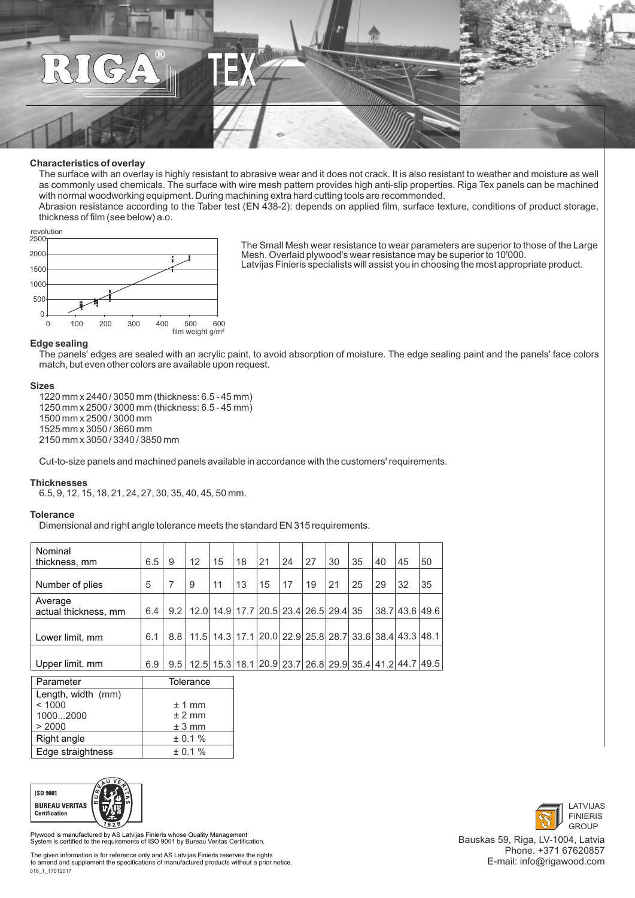# RIGA® TEX

## Characteristics of overlay

The surface with an overlay is highly resistant to abrasive wear and it does not crack. It is also resistant to weather and moisture as well as commonly used chemicals. The surface with wire mesh pattern provides high anti-slip properties. Riga Tex panels can be machined with normal woodworking equipment. During machining extra hard cutting tools are recommended.

Abrasion resistance according to the Taber test (EN 438-2): depends on applied film, surface texture, conditions of product storage, thickness of film (see below) a.o.

revolution
2500
2000
1500
1000
500
0
0 100 200 300 400 500 600
film weight g/m²

The Small Mesh wear resistance to wear parameters are superior to those of the Large Mesh. Overlaid plywood's wear resistance may be superior to 10'000.
Latvijas Finieris specialists will assist you in choosing the most appropriate product.

## Edge sealing

The panels' edges are sealed with an acrylic paint, to avoid absorption of moisture. The edge sealing paint and the panels' face colors match, but even other colors are available upon request.

## Sizes

1220 mm x 2440 / 3050 mm (thickness: 6.5 - 45 mm)
1250 mm x 2500 / 3000 mm (thickness: 6.5 - 45 mm)
1500 mm x 2500 / 3000 mm
1525 mm x 3050 / 3660 mm
2150 mm x 3050 / 3340 / 3850 mm

Cut-to-size panels and machined panels available in accordance with the customers' requirements.

## Thicknesses

6.5, 9, 12, 15, 18, 21, 24, 27, 30, 35, 40, 45, 50 mm.

## Tolerance

Dimensional and right angle tolerance meets the standard EN 315 requirements.

| Nominal thickness, mm | 6.5 | 9 | 12 | 15 | 18 | 21 | 24 | 27 | 30 | 35 | 40 | 45 | 50 |
|---|---|---|---|---|---|---|---|---|---|---|---|---|---|
| Number of plies | 5 | 7 | 9 | 11 | 13 | 15 | 17 | 19 | 21 | 25 | 29 | 32 | 35 |
| Average actual thickness, mm | 6.4 | 9.2 | 12.0 | 14.9 | 17.7 | 20.5 | 23.4 | 26.5 | 29.4 | 35 | 38.7 | 43.6 | 49.6 |
| Lower limit, mm | 6.1 | 8.8 | 11.5 | 14.3 | 17.1 | 20.0 | 22.9 | 25.8 | 28.7 | 33.6 | 38.4 | 43.3 | 48.1 |
| Upper limit, mm | 6.9 | 9.5 | 12.5 | 15.3 | 18.1 | 20.9 | 23.7 | 26.8 | 29.9 | 35.4 | 41.2 | 44.7 | 49.5 |

| Parameter | Tolerance |
|---|---|
| Length, width (mm) | |
| < 1000 | ± 1 mm |
| 1000...2000 | ± 2 mm |
| > 2000 | ± 3 mm |
| Right angle | ± 0.1 % |
| Edge straightness | ± 0.1 % |

ISO 9001
BUREAU VERITAS
Certification

Plywood is manufactured by AS Latvijas Finieris whose Quality Management System is certified to the requirements of ISO 9001 by Bureau Veritas Certification.

The given information is for reference only and AS Latvijas Finieris reserves the rights to amend and supplement the specifications of manufactured products without a prior notice.

016_1_17012017

LATVIJAS FINIERIS GROUP

Bauskas 59, Riga, LV-1004, Latvia
Phone. +371 67620857
E-mail: info@rigawood.com